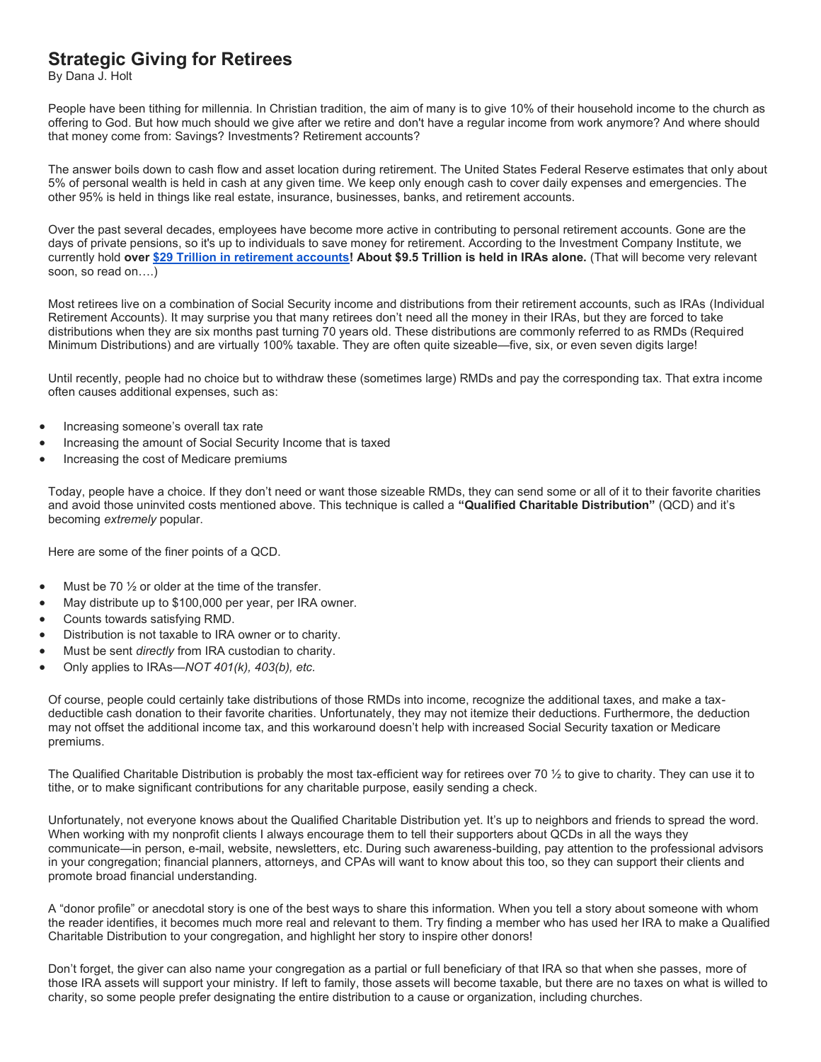# Strategic Giving for Retirees

By Dana J. Holt

People have been tithing for millennia. In Christian tradition, the aim of many is to give 10% of their household income to the church as offering to God. But how much should we give after we retire and don't have a regular income from work anymore? And where should that money come from: Savings? Investments? Retirement accounts?

The answer boils down to cash flow and asset location during retirement. The United States Federal Reserve estimates that only about 5% of personal wealth is held in cash at any given time. We keep only enough cash to cover daily expenses and emergencies. The other 95% is held in things like real estate, insurance, businesses, banks, and retirement accounts.

Over the past several decades, employees have become more active in contributing to personal retirement accounts. Gone are the days of private pensions, so it's up to individuals to save money for retirement. According to the Investment Company Institute, we currently hold **over [$29 Trillion in retirement accounts]! About $9.5 Trillion is held in IRAs alone.** (That will become very relevant soon, so read on….)

Most retirees live on a combination of Social Security income and distributions from their retirement accounts, such as IRAs (Individual Retirement Accounts). It may surprise you that many retirees don't need all the money in their IRAs, but they are forced to take distributions when they are six months past turning 70 years old. These distributions are commonly referred to as RMDs (Required Minimum Distributions) and are virtually 100% taxable. They are often quite sizeable—five, six, or even seven digits large!

Until recently, people had no choice but to withdraw these (sometimes large) RMDs and pay the corresponding tax. That extra income often causes additional expenses, such as:

- Increasing someone's overall tax rate
- Increasing the amount of Social Security Income that is taxed
- Increasing the cost of Medicare premiums

Today, people have a choice. If they don't need or want those sizeable RMDs, they can send some or all of it to their favorite charities and avoid those uninvited costs mentioned above. This technique is called a **"Qualified Charitable Distribution"** (QCD) and it's becoming *extremely* popular.

Here are some of the finer points of a QCD.

- Must be 70 ½ or older at the time of the transfer.
- May distribute up to $100,000 per year, per IRA owner.
- Counts towards satisfying RMD.
- Distribution is not taxable to IRA owner or to charity.
- Must be sent *directly* from IRA custodian to charity.
- Only applies to IRAs—*NOT 401(k), 403(b), etc.*

Of course, people could certainly take distributions of those RMDs into income, recognize the additional taxes, and make a tax-deductible cash donation to their favorite charities. Unfortunately, they may not itemize their deductions. Furthermore, the deduction may not offset the additional income tax, and this workaround doesn't help with increased Social Security taxation or Medicare premiums.

The Qualified Charitable Distribution is probably the most tax-efficient way for retirees over 70 ½ to give to charity. They can use it to tithe, or to make significant contributions for any charitable purpose, easily sending a check.

Unfortunately, not everyone knows about the Qualified Charitable Distribution yet. It's up to neighbors and friends to spread the word. When working with my nonprofit clients I always encourage them to tell their supporters about QCDs in all the ways they communicate—in person, e-mail, website, newsletters, etc. During such awareness-building, pay attention to the professional advisors in your congregation; financial planners, attorneys, and CPAs will want to know about this too, so they can support their clients and promote broad financial understanding.

A "donor profile" or anecdotal story is one of the best ways to share this information. When you tell a story about someone with whom the reader identifies, it becomes much more real and relevant to them. Try finding a member who has used her IRA to make a Qualified Charitable Distribution to your congregation, and highlight her story to inspire other donors!

Don't forget, the giver can also name your congregation as a partial or full beneficiary of that IRA so that when she passes, more of those IRA assets will support your ministry. If left to family, those assets will become taxable, but there are no taxes on what is willed to charity, so some people prefer designating the entire distribution to a cause or organization, including churches.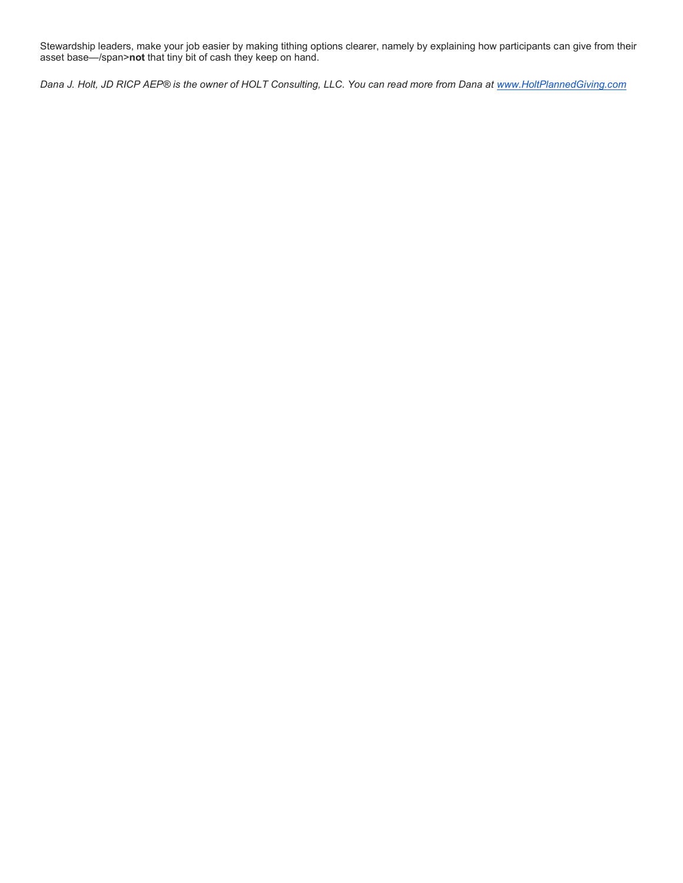Stewardship leaders, make your job easier by making tithing options clearer, namely by explaining how participants can give from their asset base—/span>**not** that tiny bit of cash they keep on hand.

*Dana J. Holt, JD RICP AEP® is the owner of HOLT Consulting, LLC. You can read more from Dana at [www.HoltPlannedGiving.com](http://www.HoltPlannedGiving.com)*